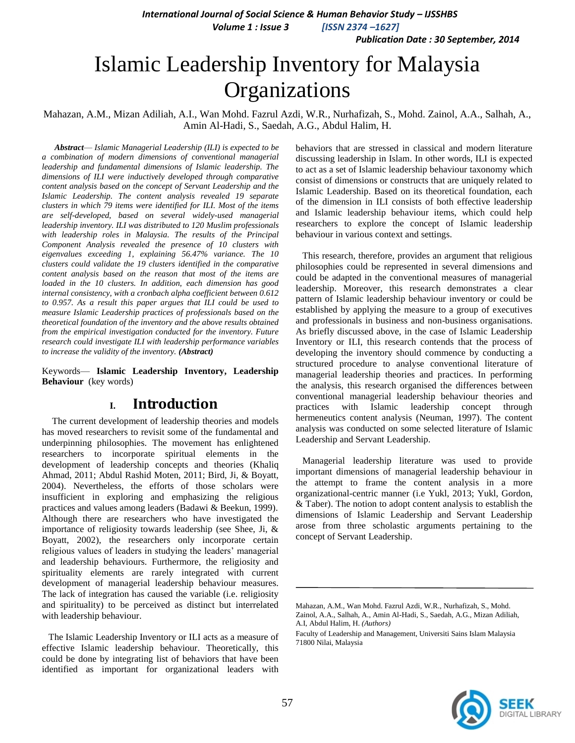# Islamic Leadership Inventory for Malaysia Organizations

Mahazan, A.M., Mizan Adiliah, A.I., Wan Mohd. Fazrul Azdi, W.R., Nurhafizah, S., Mohd. Zainol, A.A., Salhah, A., Amin Al-Hadi, S., Saedah, A.G., Abdul Halim, H.

***Abstract*** — *Islamic Managerial Leadership (ILI) is expected to be a combination of modern dimensions of conventional managerial leadership and fundamental dimensions of Islamic leadership. The dimensions of ILI were inductively developed through comparative content analysis based on the concept of Servant Leadership and the Islamic Leadership. The content analysis revealed 19 separate clusters in which 79 items were identified for ILI. Most of the items are self-developed, based on several widely-used managerial leadership inventory. ILI was distributed to 120 Muslim professionals with leadership roles in Malaysia. The results of the Principal Component Analysis revealed the presence of 10 clusters with eigenvalues exceeding 1, explaining 56.47% variance. The 10 clusters could validate the 19 clusters identified in the comparative content analysis based on the reason that most of the items are loaded in the 10 clusters. In addition, each dimension has good internal consistency, with a cronbach alpha coefficient between 0.612 to 0.957. As a result this paper argues that ILI could be used to measure Islamic Leadership practices of professionals based on the theoretical foundation of the inventory and the above results obtained from the empirical investigation conducted for the inventory. Future research could investigate ILI with leadership performance variables to increase the validity of the inventory.* ***(Abstract)***

Keywords— **Islamic Leadership Inventory, Leadership Behaviour** (key words)

## I. Introduction

The current development of leadership theories and models has moved researchers to revisit some of the fundamental and underpinning philosophies. The movement has enlightened researchers to incorporate spiritual elements in the development of leadership concepts and theories (Khaliq Ahmad, 2011; Abdul Rashid Moten, 2011; Bird, Ji, & Boyatt, 2004). Nevertheless, the efforts of those scholars were insufficient in exploring and emphasizing the religious practices and values among leaders (Badawi & Beekun, 1999). Although there are researchers who have investigated the importance of religiosity towards leadership (see Shee, Ji, & Boyatt, 2002), the researchers only incorporate certain religious values of leaders in studying the leaders' managerial and leadership behaviours. Furthermore, the religiosity and spirituality elements are rarely integrated with current development of managerial leadership behaviour measures. The lack of integration has caused the variable (i.e. religiosity and spirituality) to be perceived as distinct but interrelated with leadership behaviour.

The Islamic Leadership Inventory or ILI acts as a measure of effective Islamic leadership behaviour. Theoretically, this could be done by integrating list of behaviors that have been identified as important for organizational leaders with behaviors that are stressed in classical and modern literature discussing leadership in Islam. In other words, ILI is expected to act as a set of Islamic leadership behaviour taxonomy which consist of dimensions or constructs that are uniquely related to Islamic Leadership. Based on its theoretical foundation, each of the dimension in ILI consists of both effective leadership and Islamic leadership behaviour items, which could help researchers to explore the concept of Islamic leadership behaviour in various context and settings.

This research, therefore, provides an argument that religious philosophies could be represented in several dimensions and could be adapted in the conventional measures of managerial leadership. Moreover, this research demonstrates a clear pattern of Islamic leadership behaviour inventory or could be established by applying the measure to a group of executives and professionals in business and non-business organisations. As briefly discussed above, in the case of Islamic Leadership Inventory or ILI, this research contends that the process of developing the inventory should commence by conducting a structured procedure to analyse conventional literature of managerial leadership theories and practices. In performing the analysis, this research organised the differences between conventional managerial leadership behaviour theories and practices with Islamic leadership concept through hermeneutics content analysis (Neuman, 1997). The content analysis was conducted on some selected literature of Islamic Leadership and Servant Leadership.

Managerial leadership literature was used to provide important dimensions of managerial leadership behaviour in the attempt to frame the content analysis in a more organizational-centric manner (i.e Yukl, 2013; Yukl, Gordon, & Taber). The notion to adopt content analysis to establish the dimensions of Islamic Leadership and Servant Leadership arose from three scholastic arguments pertaining to the concept of Servant Leadership.

---

Mahazan, A.M., Wan Mohd. Fazrul Azdi, W.R., Nurhafizah, S., Mohd. Zainol, A.A., Salhah, A., Amin Al-Hadi, S., Saedah, A.G., Mizan Adiliah, A.I, Abdul Halim, H. *(Authors)*

Faculty of Leadership and Management, Universiti Sains Islam Malaysia 71800 Nilai, Malaysia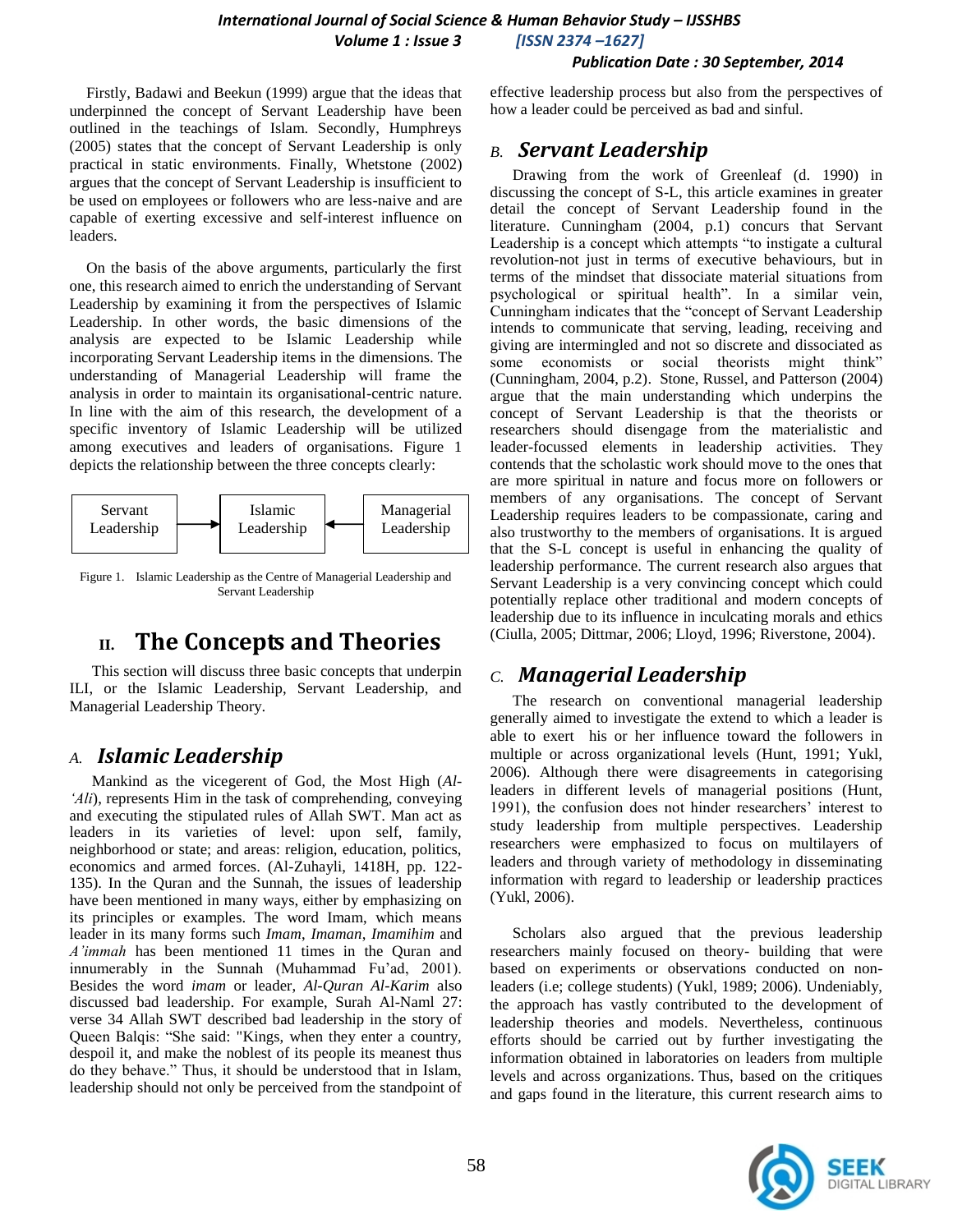Firstly, Badawi and Beekun (1999) argue that the ideas that underpinned the concept of Servant Leadership have been outlined in the teachings of Islam. Secondly, Humphreys (2005) states that the concept of Servant Leadership is only practical in static environments. Finally, Whetstone (2002) argues that the concept of Servant Leadership is insufficient to be used on employees or followers who are less-naive and are capable of exerting excessive and self-interest influence on leaders.

On the basis of the above arguments, particularly the first one, this research aimed to enrich the understanding of Servant Leadership by examining it from the perspectives of Islamic Leadership. In other words, the basic dimensions of the analysis are expected to be Islamic Leadership while incorporating Servant Leadership items in the dimensions. The understanding of Managerial Leadership will frame the analysis in order to maintain its organisational-centric nature. In line with the aim of this research, the development of a specific inventory of Islamic Leadership will be utilized among executives and leaders of organisations. Figure 1 depicts the relationship between the three concepts clearly:

Servant Leadership → Islamic Leadership ← Managerial Leadership

Figure 1. Islamic Leadership as the Centre of Managerial Leadership and Servant Leadership

# II. The Concepts and Theories

This section will discuss three basic concepts that underpin ILI, or the Islamic Leadership, Servant Leadership, and Managerial Leadership Theory.

## A. *Islamic Leadership*

Mankind as the vicegerent of God, the Most High (*Al-'Ali*), represents Him in the task of comprehending, conveying and executing the stipulated rules of Allah SWT. Man act as leaders in its varieties of level: upon self, family, neighborhood or state; and areas: religion, education, politics, economics and armed forces. (Al-Zuhayli, 1418H, pp. 122-135). In the Quran and the Sunnah, the issues of leadership have been mentioned in many ways, either by emphasizing on its principles or examples. The word Imam, which means leader in its many forms such *Imam*, *Imaman*, *Imamihim* and *A'immah* has been mentioned 11 times in the Quran and innumerably in the Sunnah (Muhammad Fu'ad, 2001). Besides the word *imam* or leader, *Al-Quran Al-Karim* also discussed bad leadership. For example, Surah Al-Naml 27: verse 34 Allah SWT described bad leadership in the story of Queen Balqis: "She said: "Kings, when they enter a country, despoil it, and make the noblest of its people its meanest thus do they behave." Thus, it should be understood that in Islam, leadership should not only be perceived from the standpoint of effective leadership process but also from the perspectives of how a leader could be perceived as bad and sinful.

## B. *Servant Leadership*

Drawing from the work of Greenleaf (d. 1990) in discussing the concept of S-L, this article examines in greater detail the concept of Servant Leadership found in the literature. Cunningham (2004, p.1) concurs that Servant Leadership is a concept which attempts "to instigate a cultural revolution-not just in terms of executive behaviours, but in terms of the mindset that dissociate material situations from psychological or spiritual health". In a similar vein, Cunningham indicates that the "concept of Servant Leadership intends to communicate that serving, leading, receiving and giving are intermingled and not so discrete and dissociated as some economists or social theorists might think" (Cunningham, 2004, p.2). Stone, Russel, and Patterson (2004) argue that the main understanding which underpins the concept of Servant Leadership is that the theorists or researchers should disengage from the materialistic and leader-focussed elements in leadership activities. They contends that the scholastic work should move to the ones that are more spiritual in nature and focus more on followers or members of any organisations. The concept of Servant Leadership requires leaders to be compassionate, caring and also trustworthy to the members of organisations. It is argued that the S-L concept is useful in enhancing the quality of leadership performance. The current research also argues that Servant Leadership is a very convincing concept which could potentially replace other traditional and modern concepts of leadership due to its influence in inculcating morals and ethics (Ciulla, 2005; Dittmar, 2006; Lloyd, 1996; Riverstone, 2004).

## C. *Managerial Leadership*

The research on conventional managerial leadership generally aimed to investigate the extend to which a leader is able to exert his or her influence toward the followers in multiple or across organizational levels (Hunt, 1991; Yukl, 2006). Although there were disagreements in categorising leaders in different levels of managerial positions (Hunt, 1991), the confusion does not hinder researchers' interest to study leadership from multiple perspectives. Leadership researchers were emphasized to focus on multilayers of leaders and through variety of methodology in disseminating information with regard to leadership or leadership practices (Yukl, 2006).

Scholars also argued that the previous leadership researchers mainly focused on theory- building that were based on experiments or observations conducted on non-leaders (i.e; college students) (Yukl, 1989; 2006). Undeniably, the approach has vastly contributed to the development of leadership theories and models. Nevertheless, continuous efforts should be carried out by further investigating the information obtained in laboratories on leaders from multiple levels and across organizations. Thus, based on the critiques and gaps found in the literature, this current research aims to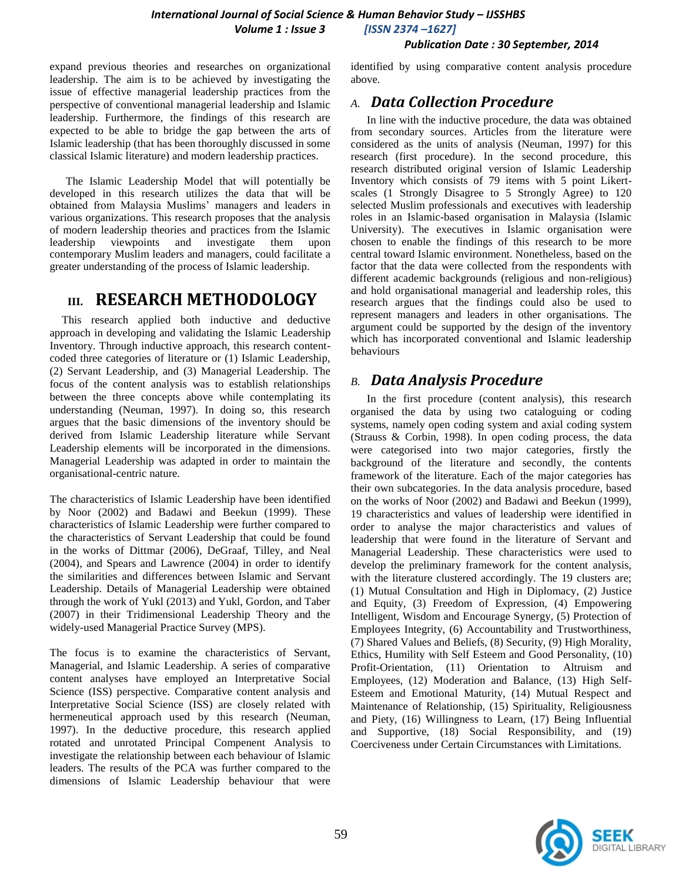expand previous theories and researches on organizational leadership. The aim is to be achieved by investigating the issue of effective managerial leadership practices from the perspective of conventional managerial leadership and Islamic leadership. Furthermore, the findings of this research are expected to be able to bridge the gap between the arts of Islamic leadership (that has been thoroughly discussed in some classical Islamic literature) and modern leadership practices.

The Islamic Leadership Model that will potentially be developed in this research utilizes the data that will be obtained from Malaysia Muslims' managers and leaders in various organizations. This research proposes that the analysis of modern leadership theories and practices from the Islamic leadership viewpoints and investigate them upon contemporary Muslim leaders and managers, could facilitate a greater understanding of the process of Islamic leadership.

# III. RESEARCH METHODOLOGY

This research applied both inductive and deductive approach in developing and validating the Islamic Leadership Inventory. Through inductive approach, this research content-coded three categories of literature or (1) Islamic Leadership, (2) Servant Leadership, and (3) Managerial Leadership. The focus of the content analysis was to establish relationships between the three concepts above while contemplating its understanding (Neuman, 1997). In doing so, this research argues that the basic dimensions of the inventory should be derived from Islamic Leadership literature while Servant Leadership elements will be incorporated in the dimensions. Managerial Leadership was adapted in order to maintain the organisational-centric nature.

The characteristics of Islamic Leadership have been identified by Noor (2002) and Badawi and Beekun (1999). These characteristics of Islamic Leadership were further compared to the characteristics of Servant Leadership that could be found in the works of Dittmar (2006), DeGraaf, Tilley, and Neal (2004), and Spears and Lawrence (2004) in order to identify the similarities and differences between Islamic and Servant Leadership. Details of Managerial Leadership were obtained through the work of Yukl (2013) and Yukl, Gordon, and Taber (2007) in their Tridimensional Leadership Theory and the widely-used Managerial Practice Survey (MPS).

The focus is to examine the characteristics of Servant, Managerial, and Islamic Leadership. A series of comparative content analyses have employed an Interpretative Social Science (ISS) perspective. Comparative content analysis and Interpretative Social Science (ISS) are closely related with hermeneutical approach used by this research (Neuman, 1997). In the deductive procedure, this research applied rotated and unrotated Principal Compenent Analysis to investigate the relationship between each behaviour of Islamic leaders. The results of the PCA was further compared to the dimensions of Islamic Leadership behaviour that were identified by using comparative content analysis procedure above.

## A. *Data Collection Procedure*

In line with the inductive procedure, the data was obtained from secondary sources. Articles from the literature were considered as the units of analysis (Neuman, 1997) for this research (first procedure). In the second procedure, this research distributed original version of Islamic Leadership Inventory which consists of 79 items with 5 point Likert-scales (1 Strongly Disagree to 5 Strongly Agree) to 120 selected Muslim professionals and executives with leadership roles in an Islamic-based organisation in Malaysia (Islamic University). The executives in Islamic organisation were chosen to enable the findings of this research to be more central toward Islamic environment. Nonetheless, based on the factor that the data were collected from the respondents with different academic backgrounds (religious and non-religious) and hold organisational managerial and leadership roles, this research argues that the findings could also be used to represent managers and leaders in other organisations. The argument could be supported by the design of the inventory which has incorporated conventional and Islamic leadership behaviours

## B. *Data Analysis Procedure*

In the first procedure (content analysis), this research organised the data by using two cataloguing or coding systems, namely open coding system and axial coding system (Strauss & Corbin, 1998). In open coding process, the data were categorised into two major categories, firstly the background of the literature and secondly, the contents framework of the literature. Each of the major categories has their own subcategories. In the data analysis procedure, based on the works of Noor (2002) and Badawi and Beekun (1999), 19 characteristics and values of leadership were identified in order to analyse the major characteristics and values of leadership that were found in the literature of Servant and Managerial Leadership. These characteristics were used to develop the preliminary framework for the content analysis, with the literature clustered accordingly. The 19 clusters are; (1) Mutual Consultation and High in Diplomacy, (2) Justice and Equity, (3) Freedom of Expression, (4) Empowering Intelligent, Wisdom and Encourage Synergy, (5) Protection of Employees Integrity, (6) Accountability and Trustworthiness, (7) Shared Values and Beliefs, (8) Security, (9) High Morality, Ethics, Humility with Self Esteem and Good Personality, (10) Profit-Orientation, (11) Orientation to Altruism and Employees, (12) Moderation and Balance, (13) High Self-Esteem and Emotional Maturity, (14) Mutual Respect and Maintenance of Relationship, (15) Spirituality, Religiousness and Piety, (16) Willingness to Learn, (17) Being Influential and Supportive, (18) Social Responsibility, and (19) Coerciveness under Certain Circumstances with Limitations.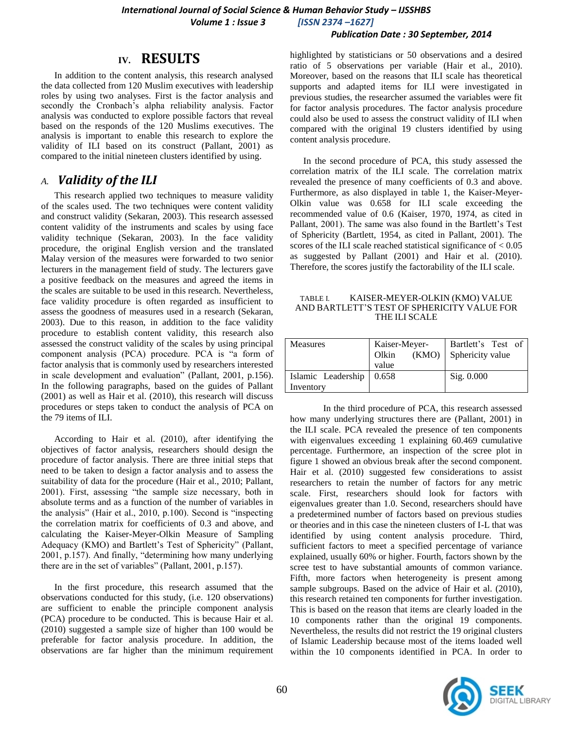## IV. RESULTS

In addition to the content analysis, this research analysed the data collected from 120 Muslim executives with leadership roles by using two analyses. First is the factor analysis and secondly the Cronbach's alpha reliability analysis. Factor analysis was conducted to explore possible factors that reveal based on the responds of the 120 Muslims executives. The analysis is important to enable this research to explore the validity of ILI based on its construct (Pallant, 2001) as compared to the initial nineteen clusters identified by using.

### A. *Validity of the ILI*

This research applied two techniques to measure validity of the scales used. The two techniques were content validity and construct validity (Sekaran, 2003). This research assessed content validity of the instruments and scales by using face validity technique (Sekaran, 2003). In the face validity procedure, the original English version and the translated Malay version of the measures were forwarded to two senior lecturers in the management field of study. The lecturers gave a positive feedback on the measures and agreed the items in the scales are suitable to be used in this research. Nevertheless, face validity procedure is often regarded as insufficient to assess the goodness of measures used in a research (Sekaran, 2003). Due to this reason, in addition to the face validity procedure to establish content validity, this research also assessed the construct validity of the scales by using principal component analysis (PCA) procedure. PCA is "a form of factor analysis that is commonly used by researchers interested in scale development and evaluation" (Pallant, 2001, p.156). In the following paragraphs, based on the guides of Pallant (2001) as well as Hair et al. (2010), this research will discuss procedures or steps taken to conduct the analysis of PCA on the 79 items of ILI.

According to Hair et al. (2010), after identifying the objectives of factor analysis, researchers should design the procedure of factor analysis. There are three initial steps that need to be taken to design a factor analysis and to assess the suitability of data for the procedure (Hair et al., 2010; Pallant, 2001). First, assessing "the sample size necessary, both in absolute terms and as a function of the number of variables in the analysis" (Hair et al., 2010, p.100). Second is "inspecting the correlation matrix for coefficients of 0.3 and above, and calculating the Kaiser-Meyer-Olkin Measure of Sampling Adequacy (KMO) and Bartlett's Test of Sphericity" (Pallant, 2001, p.157). And finally, "determining how many underlying there are in the set of variables" (Pallant, 2001, p.157).

In the first procedure, this research assumed that the observations conducted for this study, (i.e. 120 observations) are sufficient to enable the principle component analysis (PCA) procedure to be conducted. This is because Hair et al. (2010) suggested a sample size of higher than 100 would be preferable for factor analysis procedure. In addition, the observations are far higher than the minimum requirement highlighted by statisticians or 50 observations and a desired ratio of 5 observations per variable (Hair et al., 2010). Moreover, based on the reasons that ILI scale has theoretical supports and adapted items for ILI were investigated in previous studies, the researcher assumed the variables were fit for factor analysis procedures. The factor analysis procedure could also be used to assess the construct validity of ILI when compared with the original 19 clusters identified by using content analysis procedure.

In the second procedure of PCA, this study assessed the correlation matrix of the ILI scale. The correlation matrix revealed the presence of many coefficients of 0.3 and above. Furthermore, as also displayed in table 1, the Kaiser-Meyer-Olkin value was 0.658 for ILI scale exceeding the recommended value of 0.6 (Kaiser, 1970, 1974, as cited in Pallant, 2001). The same was also found in the Bartlett's Test of Sphericity (Bartlett, 1954, as cited in Pallant, 2001). The scores of the ILI scale reached statistical significance of $< 0.05$ as suggested by Pallant (2001) and Hair et al. (2010). Therefore, the scores justify the factorability of the ILI scale.

TABLE I. KAISER-MEYER-OLKIN (KMO) VALUE AND BARTLETT'S TEST OF SPHERICITY VALUE FOR THE ILI SCALE

| Measures | Kaiser-Meyer-Olkin (KMO) value | Bartlett's Test of Sphericity value |
|---|---|---|
| Islamic Leadership Inventory | 0.658 | Sig. 0.000 |

In the third procedure of PCA, this research assessed how many underlying structures there are (Pallant, 2001) in the ILI scale. PCA revealed the presence of ten components with eigenvalues exceeding 1 explaining 60.469 cumulative percentage. Furthermore, an inspection of the scree plot in figure 1 showed an obvious break after the second component. Hair et al. (2010) suggested few considerations to assist researchers to retain the number of factors for any metric scale. First, researchers should look for factors with eigenvalues greater than 1.0. Second, researchers should have a predetermined number of factors based on previous studies or theories and in this case the nineteen clusters of I-L that was identified by using content analysis procedure. Third, sufficient factors to meet a specified percentage of variance explained, usually 60% or higher. Fourth, factors shown by the scree test to have substantial amounts of common variance. Fifth, more factors when heterogeneity is present among sample subgroups. Based on the advice of Hair et al. (2010), this research retained ten components for further investigation. This is based on the reason that items are clearly loaded in the 10 components rather than the original 19 components. Nevertheless, the results did not restrict the 19 original clusters of Islamic Leadership because most of the items loaded well within the 10 components identified in PCA. In order to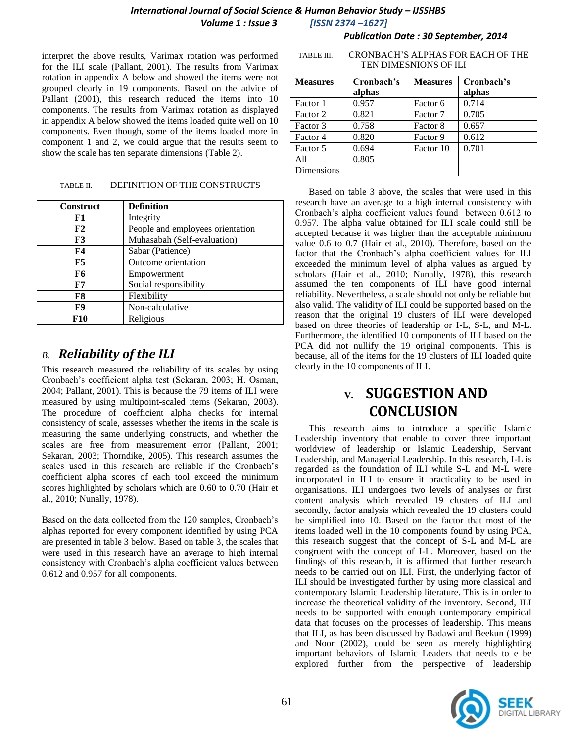interpret the above results, Varimax rotation was performed for the ILI scale (Pallant, 2001). The results from Varimax rotation in appendix A below and showed the items were not grouped clearly in 19 components. Based on the advice of Pallant (2001), this research reduced the items into 10 components. The results from Varimax rotation as displayed in appendix A below showed the items loaded quite well on 10 components. Even though, some of the items loaded more in component 1 and 2, we could argue that the results seem to show the scale has ten separate dimensions (Table 2).

TABLE II. DEFINITION OF THE CONSTRUCTS

| Construct | Definition |
|---|---|
| **F1** | Integrity |
| **F2** | People and employees orientation |
| **F3** | Muhasabah (Self-evaluation) |
| **F4** | Sabar (Patience) |
| **F5** | Outcome orientation |
| **F6** | Empowerment |
| **F7** | Social responsibility |
| **F8** | Flexibility |
| **F9** | Non-calculative |
| **F10** | Religious |

## *B. Reliability of the ILI*

This research measured the reliability of its scales by using Cronbach's coefficient alpha test (Sekaran, 2003; H. Osman, 2004; Pallant, 2001). This is because the 79 items of ILI were measured by using multipoint-scaled items (Sekaran, 2003). The procedure of coefficient alpha checks for internal consistency of scale, assesses whether the items in the scale is measuring the same underlying constructs, and whether the scales are free from measurement error (Pallant, 2001; Sekaran, 2003; Thorndike, 2005). This research assumes the scales used in this research are reliable if the Cronbach's coefficient alpha scores of each tool exceed the minimum scores highlighted by scholars which are 0.60 to 0.70 (Hair et al., 2010; Nunally, 1978).

Based on the data collected from the 120 samples, Cronbach's alphas reported for every component identified by using PCA are presented in table 3 below. Based on table 3, the scales that were used in this research have an average to high internal consistency with Cronbach's alpha coefficient values between 0.612 and 0.957 for all components.

TABLE III. CRONBACH'S ALPHAS FOR EACH OF THE TEN DIMESNIONS OF ILI

| Measures | Cronbach's alphas | Measures | Cronbach's alphas |
|---|---|---|---|
| Factor 1 | 0.957 | Factor 6 | 0.714 |
| Factor 2 | 0.821 | Factor 7 | 0.705 |
| Factor 3 | 0.758 | Factor 8 | 0.657 |
| Factor 4 | 0.820 | Factor 9 | 0.612 |
| Factor 5 | 0.694 | Factor 10 | 0.701 |
| All Dimensions | 0.805 | | |

Based on table 3 above, the scales that were used in this research have an average to a high internal consistency with Cronbach's alpha coefficient values found between 0.612 to 0.957. The alpha value obtained for ILI scale could still be accepted because it was higher than the acceptable minimum value 0.6 to 0.7 (Hair et al., 2010). Therefore, based on the factor that the Cronbach's alpha coefficient values for ILI exceeded the minimum level of alpha values as argued by scholars (Hair et al., 2010; Nunally, 1978), this research assumed the ten components of ILI have good internal reliability. Nevertheless, a scale should not only be reliable but also valid. The validity of ILI could be supported based on the reason that the original 19 clusters of ILI were developed based on three theories of leadership or I-L, S-L, and M-L. Furthermore, the identified 10 components of ILI based on the PCA did not nullify the 19 original components. This is because, all of the items for the 19 clusters of ILI loaded quite clearly in the 10 components of ILI.

# V. SUGGESTION AND CONCLUSION

This research aims to introduce a specific Islamic Leadership inventory that enable to cover three important worldview of leadership or Islamic Leadership, Servant Leadership, and Managerial Leadership. In this research, I-L is regarded as the foundation of ILI while S-L and M-L were incorporated in ILI to ensure it practicality to be used in organisations. ILI undergoes two levels of analyses or first content analysis which revealed 19 clusters of ILI and secondly, factor analysis which revealed the 19 clusters could be simplified into 10. Based on the factor that most of the items loaded well in the 10 components found by using PCA, this research suggest that the concept of S-L and M-L are congruent with the concept of I-L. Moreover, based on the findings of this research, it is affirmed that further research needs to be carried out on ILI. First, the underlying factor of ILI should be investigated further by using more classical and contemporary Islamic Leadership literature. This is in order to increase the theoretical validity of the inventory. Second, ILI needs to be supported with enough contemporary empirical data that focuses on the processes of leadership. This means that ILI, as has been discussed by Badawi and Beekun (1999) and Noor (2002), could be seen as merely highlighting important behaviors of Islamic Leaders that needs to e be explored further from the perspective of leadership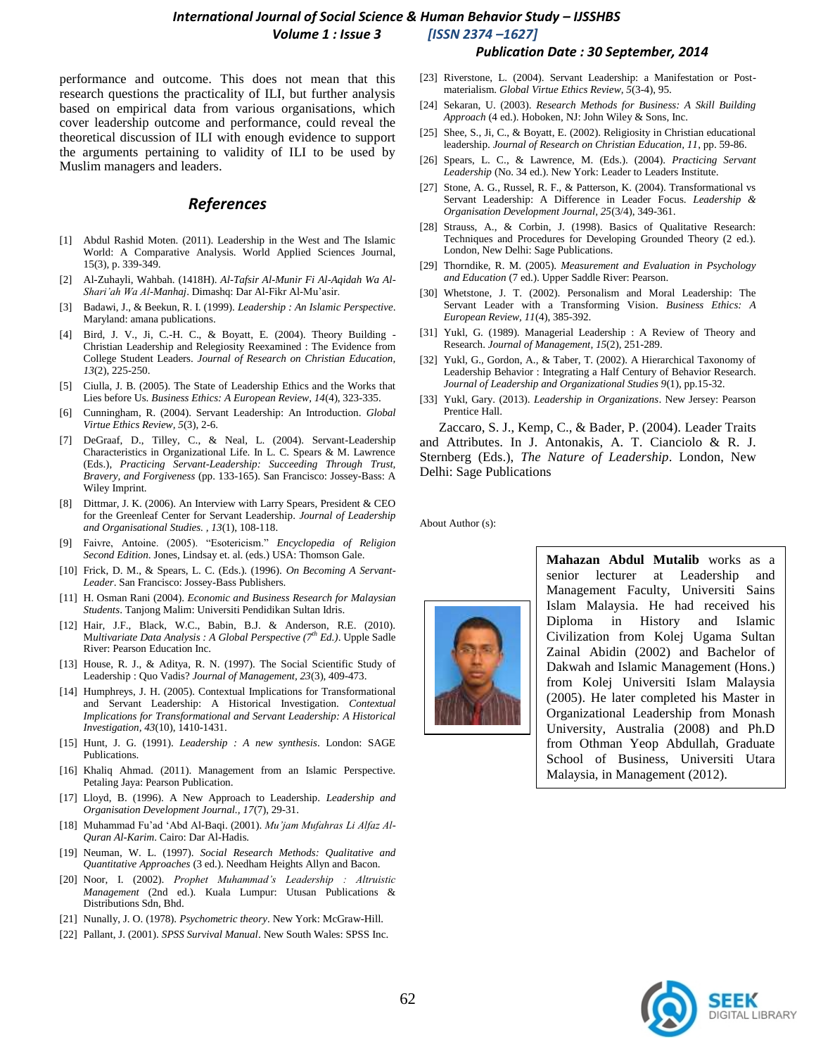performance and outcome. This does not mean that this research questions the practicality of ILI, but further analysis based on empirical data from various organisations, which cover leadership outcome and performance, could reveal the theoretical discussion of ILI with enough evidence to support the arguments pertaining to validity of ILI to be used by Muslim managers and leaders.

## References

[1] Abdul Rashid Moten. (2011). Leadership in the West and The Islamic World: A Comparative Analysis. World Applied Sciences Journal, 15(3), p. 339-349.

[2] Al-Zuhayli, Wahbah. (1418H). *Al-Tafsir Al-Munir Fi Al-Aqidah Wa Al-Shari'ah Wa Al-Manhaj*. Dimashq: Dar Al-Fikr Al-Mu'asir.

[3] Badawi, J., & Beekun, R. I. (1999). *Leadership : An Islamic Perspective*. Maryland: amana publications.

[4] Bird, J. V., Ji, C.-H. C., & Boyatt, E. (2004). Theory Building - Christian Leadership and Relegiosity Reexamined : The Evidence from College Student Leaders. *Journal of Research on Christian Education*, *13*(2), 225-250.

[5] Ciulla, J. B. (2005). The State of Leadership Ethics and the Works that Lies before Us. *Business Ethics: A European Review*, *14*(4), 323-335.

[6] Cunningham, R. (2004). Servant Leadership: An Introduction. *Global Virtue Ethics Review*, *5*(3), 2-6.

[7] DeGraaf, D., Tilley, C., & Neal, L. (2004). Servant-Leadership Characteristics in Organizational Life. In L. C. Spears & M. Lawrence (Eds.), *Practicing Servant-Leadership: Succeeding Through Trust, Bravery, and Forgiveness* (pp. 133-165). San Francisco: Jossey-Bass: A Wiley Imprint.

[8] Dittmar, J. K. (2006). An Interview with Larry Spears, President & CEO for the Greenleaf Center for Servant Leadership. *Journal of Leadership and Organisational Studies. , 13*(1), 108-118.

[9] Faivre, Antoine. (2005). "Esotericism." *Encyclopedia of Religion Second Edition*. Jones, Lindsay et. al. (eds.) USA: Thomson Gale.

[10] Frick, D. M., & Spears, L. C. (Eds.). (1996). *On Becoming A Servant-Leader*. San Francisco: Jossey-Bass Publishers.

[11] H. Osman Rani (2004). *Economic and Business Research for Malaysian Students*. Tanjong Malim: Universiti Pendidikan Sultan Idris.

[12] Hair, J.F., Black, W.C., Babin, B.J. & Anderson, R.E. (2010). M*ultivariate Data Analysis : A Global Perspective (7th Ed.)*. Upple Sadle River: Pearson Education Inc.

[13] House, R. J., & Aditya, R. N. (1997). The Social Scientific Study of Leadership : Quo Vadis? *Journal of Management*, *23*(3), 409-473.

[14] Humphreys, J. H. (2005). Contextual Implications for Transformational and Servant Leadership: A Historical Investigation. *Contextual Implications for Transformational and Servant Leadership: A Historical Investigation*, *43*(10), 1410-1431.

[15] Hunt, J. G. (1991). *Leadership : A new synthesis*. London: SAGE Publications.

[16] Khaliq Ahmad. (2011). Management from an Islamic Perspective. Petaling Jaya: Pearson Publication.

[17] Lloyd, B. (1996). A New Approach to Leadership. *Leadership and Organisation Development Journal.*, *17*(7), 29-31.

[18] Muhammad Fu'ad 'Abd Al-Baqi. (2001). *Mu'jam Mufahras Li Alfaz Al-Quran Al-Karim*. Cairo: Dar Al-Hadis.

[19] Neuman, W. L. (1997). *Social Research Methods: Qualitative and Quantitative Approaches* (3 ed.). Needham Heights Allyn and Bacon.

[20] Noor, I. (2002). *Prophet Muhammad's Leadership : Altruistic Management* (2nd ed.). Kuala Lumpur: Utusan Publications & Distributions Sdn, Bhd.

[21] Nunally, J. O. (1978). *Psychometric theory*. New York: McGraw-Hill.

[22] Pallant, J. (2001). *SPSS Survival Manual*. New South Wales: SPSS Inc.

[23] Riverstone, L. (2004). Servant Leadership: a Manifestation or Post-materialism. *Global Virtue Ethics Review*, *5*(3-4), 95.

[24] Sekaran, U. (2003). *Research Methods for Business: A Skill Building Approach* (4 ed.). Hoboken, NJ: John Wiley & Sons, Inc.

[25] Shee, S., Ji, C., & Boyatt, E. (2002). Religiosity in Christian educational leadership. *Journal of Research on Christian Education*, *11*, pp. 59-86.

[26] Spears, L. C., & Lawrence, M. (Eds.). (2004). *Practicing Servant Leadership* (No. 34 ed.). New York: Leader to Leaders Institute.

[27] Stone, A. G., Russel, R. F., & Patterson, K. (2004). Transformational vs Servant Leadership: A Difference in Leader Focus. *Leadership & Organisation Development Journal*, *25*(3/4), 349-361.

[28] Strauss, A., & Corbin, J. (1998). Basics of Qualitative Research: Techniques and Procedures for Developing Grounded Theory (2 ed.). London, New Delhi: Sage Publications.

[29] Thorndike, R. M. (2005). *Measurement and Evaluation in Psychology and Education* (7 ed.). Upper Saddle River: Pearson.

[30] Whetstone, J. T. (2002). Personalism and Moral Leadership: The Servant Leader with a Transforming Vision. *Business Ethics: A European Review*, *11*(4), 385-392.

[31] Yukl, G. (1989). Managerial Leadership : A Review of Theory and Research. *Journal of Management*, *15*(2), 251-289.

[32] Yukl, G., Gordon, A., & Taber, T. (2002). A Hierarchical Taxonomy of Leadership Behavior : Integrating a Half Century of Behavior Research. *Journal of Leadership and Organizational Studies 9*(1), pp.15-32.

[33] Yukl, Gary. (2013). *Leadership in Organizations*. New Jersey: Pearson Prentice Hall.

Zaccaro, S. J., Kemp, C., & Bader, P. (2004). Leader Traits and Attributes. In J. Antonakis, A. T. Cianciolo & R. J. Sternberg (Eds.), *The Nature of Leadership*. London, New Delhi: Sage Publications

About Author (s):

**Mahazan Abdul Mutalib** works as a senior lecturer at Leadership and Management Faculty, Universiti Sains Islam Malaysia. He had received his Diploma in History and Islamic Civilization from Kolej Ugama Sultan Zainal Abidin (2002) and Bachelor of Dakwah and Islamic Management (Hons.) from Kolej Universiti Islam Malaysia (2005). He later completed his Master in Organizational Leadership from Monash University, Australia (2008) and Ph.D from Othman Yeop Abdullah, Graduate School of Business, Universiti Utara Malaysia, in Management (2012).